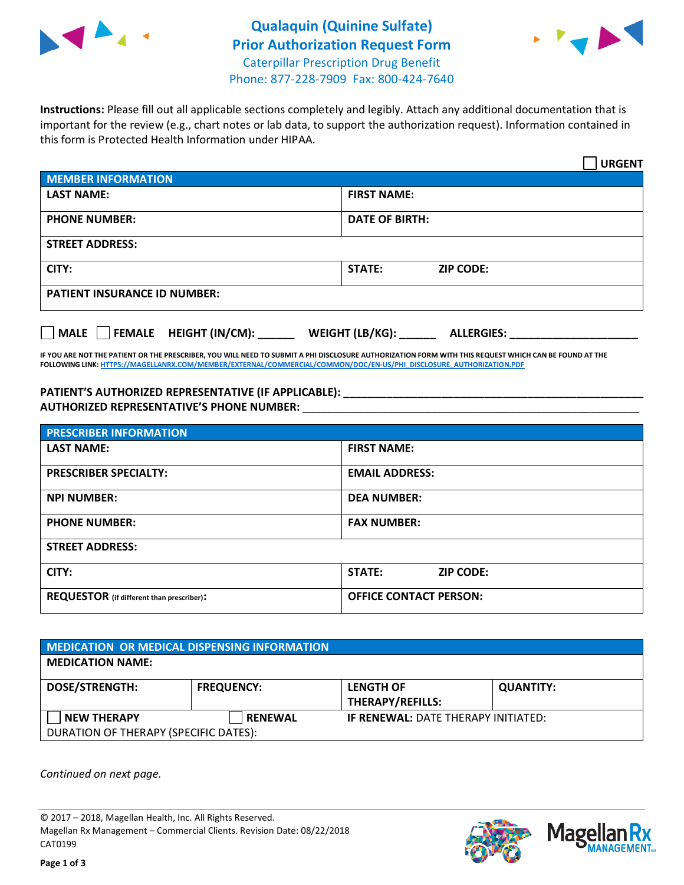# Qualaquin (Quinine Sulfate)
# Prior Authorization Request Form

Caterpillar Prescription Drug Benefit
Phone: 877-228-7909 Fax: 800-424-7640

**Instructions:** Please fill out all applicable sections completely and legibly. Attach any additional documentation that is important for the review (e.g., chart notes or lab data, to support the authorization request). Information contained in this form is Protected Health Information under HIPAA.

☐ **URGENT**

| MEMBER INFORMATION | |
|---|---|
| **LAST NAME:** | **FIRST NAME:** |
| **PHONE NUMBER:** | **DATE OF BIRTH:** |
| **STREET ADDRESS:** | |
| **CITY:** | **STATE:** **ZIP CODE:** |
| **PATIENT INSURANCE ID NUMBER:** | |

☐ **MALE** ☐ **FEMALE** **HEIGHT (IN/CM):** ______ **WEIGHT (LB/KG):** ______ **ALLERGIES:** ____________________

**IF YOU ARE NOT THE PATIENT OR THE PRESCRIBER, YOU WILL NEED TO SUBMIT A PHI DISCLOSURE AUTHORIZATION FORM WITH THIS REQUEST WHICH CAN BE FOUND AT THE FOLLOWING LINK: HTTPS://MAGELLANRX.COM/MEMBER/EXTERNAL/COMMERCIAL/COMMON/DOC/EN-US/PHI_DISCLOSURE_AUTHORIZATION.PDF**

**PATIENT'S AUTHORIZED REPRESENTATIVE (IF APPLICABLE):** ____________________________________________
**AUTHORIZED REPRESENTATIVE'S PHONE NUMBER:** ____________________________________________

| PRESCRIBER INFORMATION | |
|---|---|
| **LAST NAME:** | **FIRST NAME:** |
| **PRESCRIBER SPECIALTY:** | **EMAIL ADDRESS:** |
| **NPI NUMBER:** | **DEA NUMBER:** |
| **PHONE NUMBER:** | **FAX NUMBER:** |
| **STREET ADDRESS:** | |
| **CITY:** | **STATE:** **ZIP CODE:** |
| **REQUESTOR** (if different than prescriber)**:** | **OFFICE CONTACT PERSON:** |

| MEDICATION OR MEDICAL DISPENSING INFORMATION | | | |
|---|---|---|---|
| **MEDICATION NAME:** | | | |
| **DOSE/STRENGTH:** | **FREQUENCY:** | **LENGTH OF THERAPY/REFILLS:** | **QUANTITY:** |
| ☐ **NEW THERAPY** | ☐ **RENEWAL** | **IF RENEWAL:** DATE THERAPY INITIATED: | |
| DURATION OF THERAPY (SPECIFIC DATES): | | | |

*Continued on next page.*

© 2017 – 2018, Magellan Health, Inc. All Rights Reserved.
Magellan Rx Management – Commercial Clients. Revision Date: 08/22/2018
CAT0199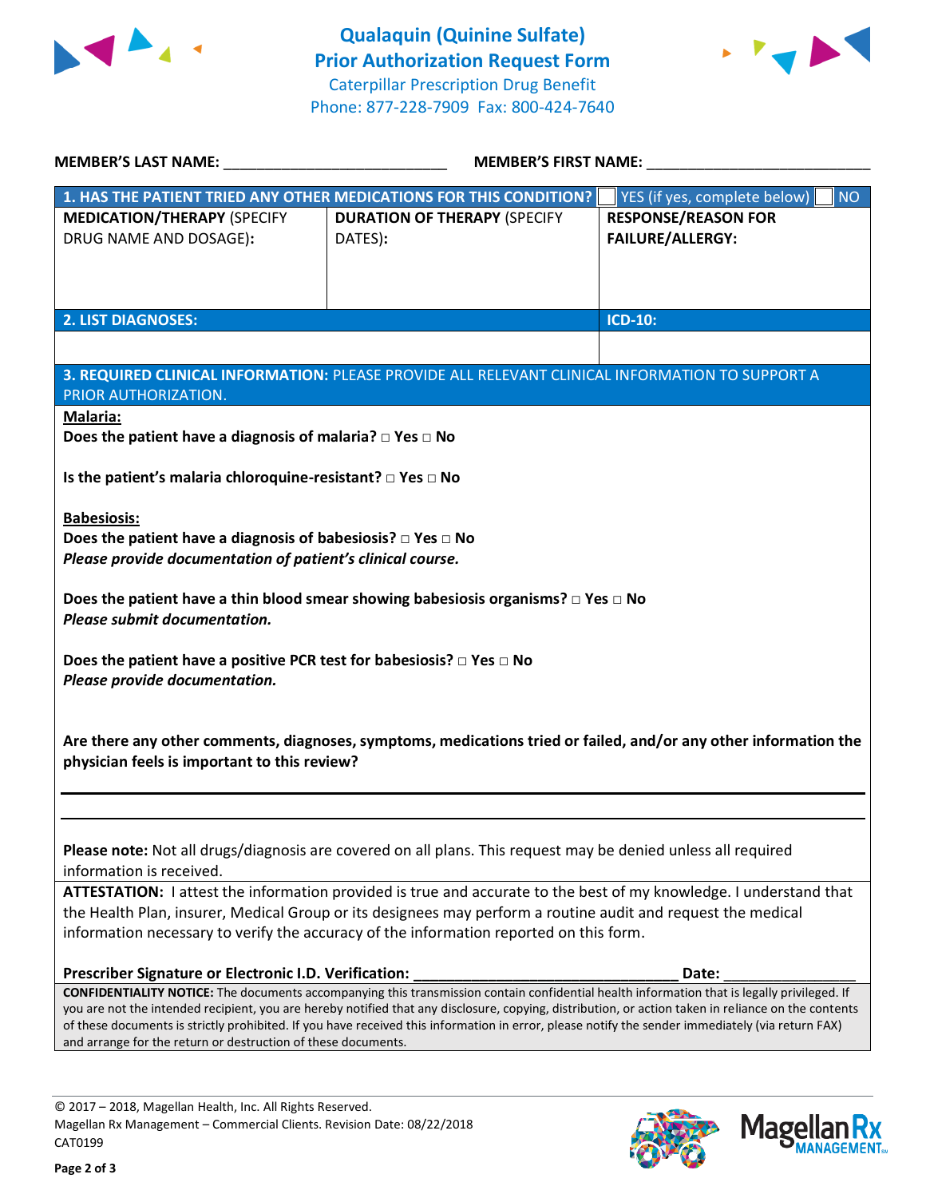# Qualaquin (Quinine Sulfate)
## Prior Authorization Request Form

Caterpillar Prescription Drug Benefit
Phone: 877-228-7909 Fax: 800-424-7640

**MEMBER'S LAST NAME:** ___________________________ **MEMBER'S FIRST NAME:** ___________________________

| **1. HAS THE PATIENT TRIED ANY OTHER MEDICATIONS FOR THIS CONDITION?** | | ☐ YES (if yes, complete below) ☐ NO |
|---|---|---|
| **MEDICATION/THERAPY** (SPECIFY DRUG NAME AND DOSAGE): | **DURATION OF THERAPY** (SPECIFY DATES): | **RESPONSE/REASON FOR FAILURE/ALLERGY:** |
| | | |

| **2. LIST DIAGNOSES:** | **ICD-10:** |
|---|---|
| | |

**3. REQUIRED CLINICAL INFORMATION:** PLEASE PROVIDE ALL RELEVANT CLINICAL INFORMATION TO SUPPORT A PRIOR AUTHORIZATION.

**Malaria:**

**Does the patient have a diagnosis of malaria? □ Yes □ No**

**Is the patient's malaria chloroquine-resistant? □ Yes □ No**

**Babesiosis:**

**Does the patient have a diagnosis of babesiosis? □ Yes □ No**
***Please provide documentation of patient's clinical course.***

**Does the patient have a thin blood smear showing babesiosis organisms? □ Yes □ No**
***Please submit documentation.***

**Does the patient have a positive PCR test for babesiosis? □ Yes □ No**
***Please provide documentation.***

**Are there any other comments, diagnoses, symptoms, medications tried or failed, and/or any other information the physician feels is important to this review?**

_______________________________________________________________________________

_______________________________________________________________________________

**Please note:** Not all drugs/diagnosis are covered on all plans. This request may be denied unless all required information is received.

**ATTESTATION:** I attest the information provided is true and accurate to the best of my knowledge. I understand that the Health Plan, insurer, Medical Group or its designees may perform a routine audit and request the medical information necessary to verify the accuracy of the information reported on this form.

**Prescriber Signature or Electronic I.D. Verification:** ________________________________ **Date:** ________________

**CONFIDENTIALITY NOTICE:** The documents accompanying this transmission contain confidential health information that is legally privileged. If you are not the intended recipient, you are hereby notified that any disclosure, copying, distribution, or action taken in reliance on the contents of these documents is strictly prohibited. If you have received this information in error, please notify the sender immediately (via return FAX) and arrange for the return or destruction of these documents.

© 2017 – 2018, Magellan Health, Inc. All Rights Reserved.
Magellan Rx Management – Commercial Clients. Revision Date: 08/22/2018
CAT0199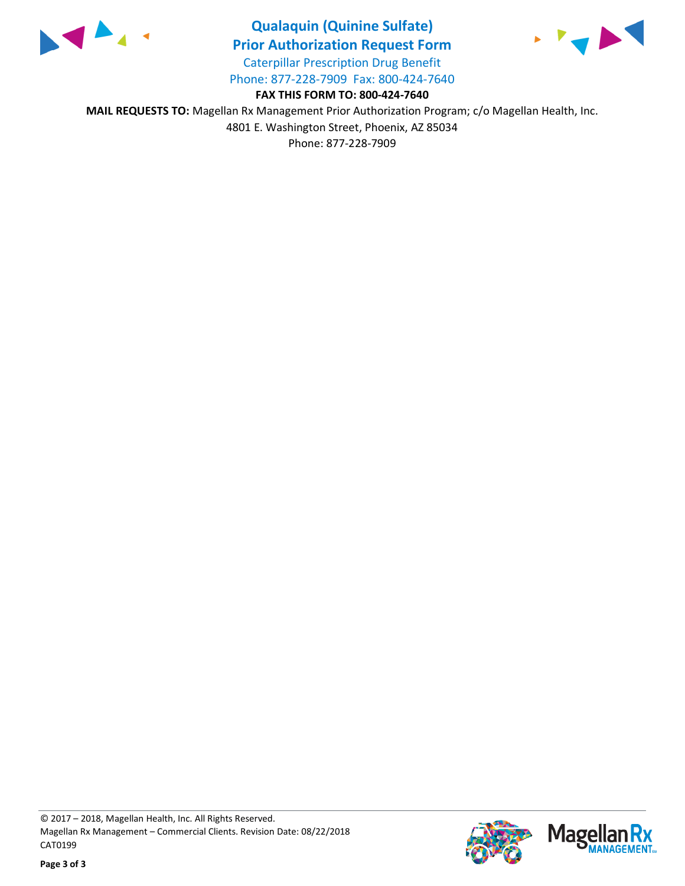# Qualaquin (Quinine Sulfate)
# Prior Authorization Request Form

Caterpillar Prescription Drug Benefit

Phone: 877-228-7909 Fax: 800-424-7640

**FAX THIS FORM TO: 800-424-7640**

**MAIL REQUESTS TO:** Magellan Rx Management Prior Authorization Program; c/o Magellan Health, Inc.
4801 E. Washington Street, Phoenix, AZ 85034
Phone: 877-228-7909